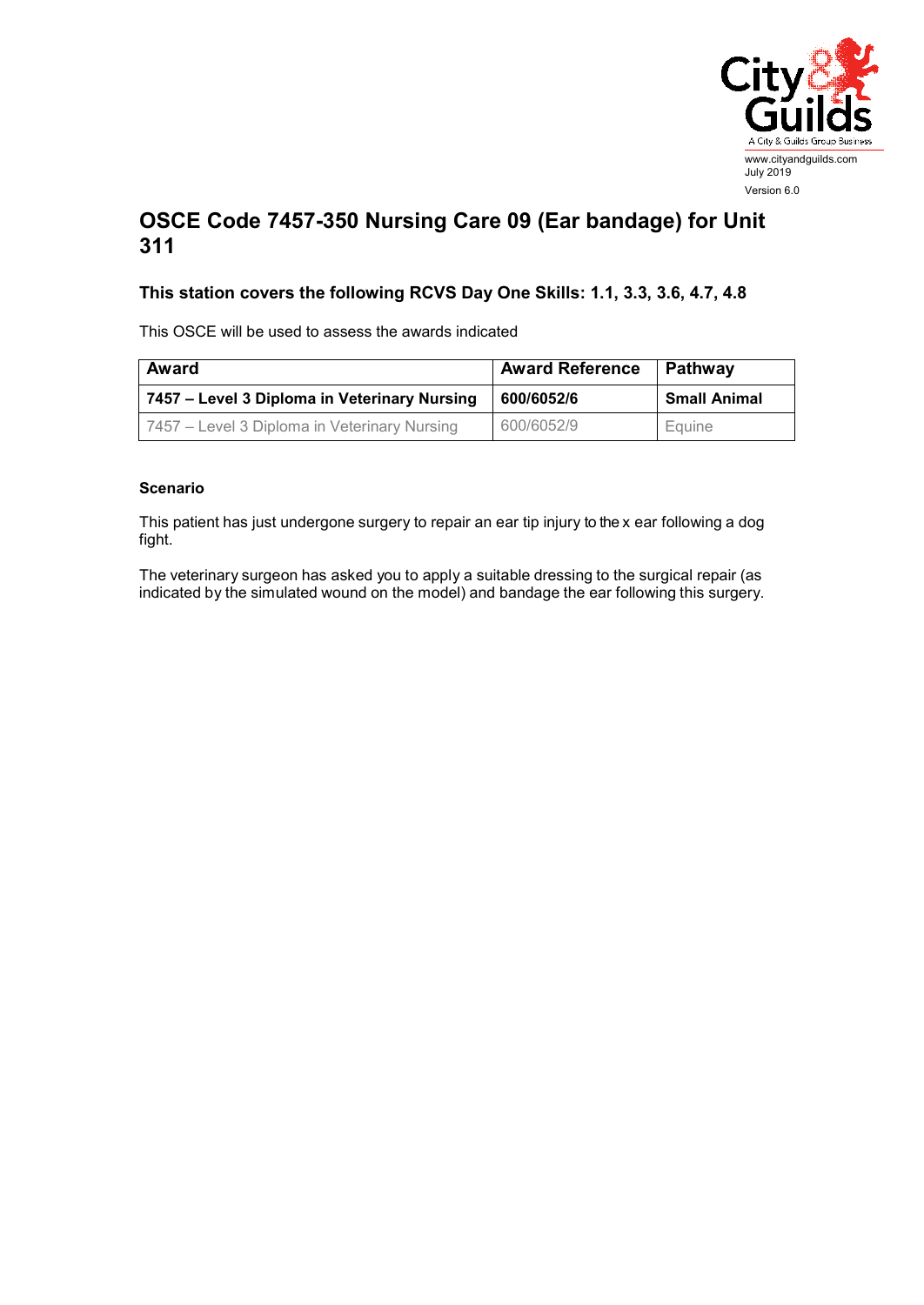www.cityandguilds.com
July 2019
Version 6.0

# OSCE Code 7457-350 Nursing Care 09 (Ear bandage) for Unit 311

### This station covers the following RCVS Day One Skills: 1.1, 3.3, 3.6, 4.7, 4.8

This OSCE will be used to assess the awards indicated

| Award | Award Reference | Pathway |
|---|---|---|
| **7457 – Level 3 Diploma in Veterinary Nursing** | **600/6052/6** | **Small Animal** |
| 7457 – Level 3 Diploma in Veterinary Nursing | 600/6052/9 | Equine |

#### Scenario

This patient has just undergone surgery to repair an ear tip injury to the x ear following a dog fight.

The veterinary surgeon has asked you to apply a suitable dressing to the surgical repair (as indicated by the simulated wound on the model) and bandage the ear following this surgery.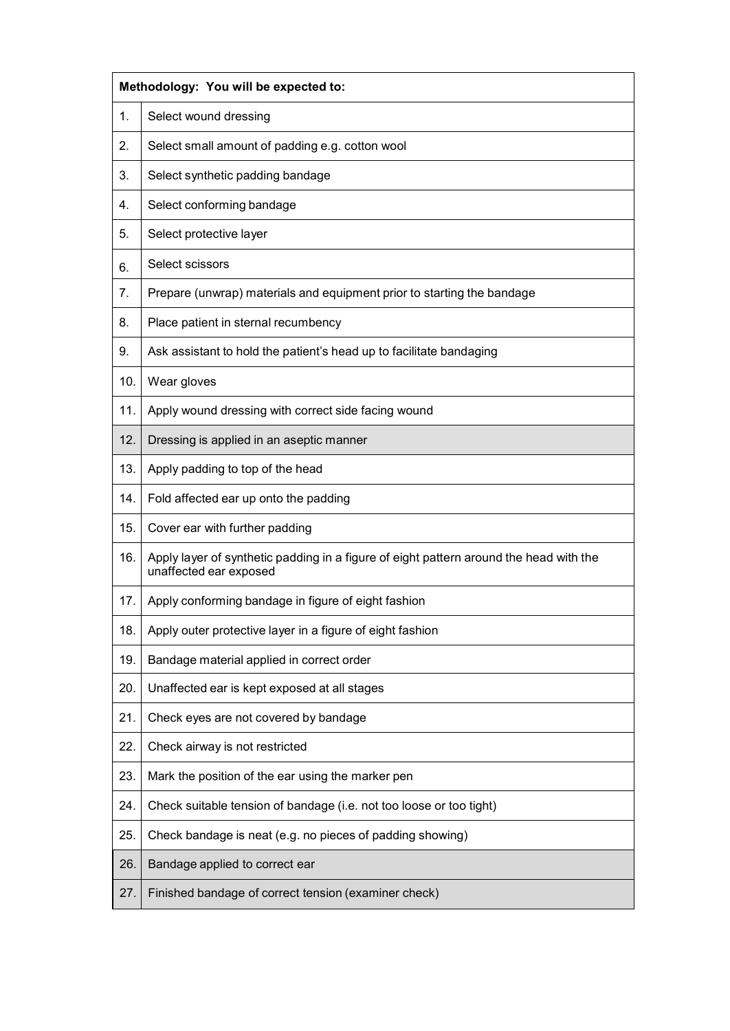| Methodology: You will be expected to: | |
|---|---|
| 1. | Select wound dressing |
| 2. | Select small amount of padding e.g. cotton wool |
| 3. | Select synthetic padding bandage |
| 4. | Select conforming bandage |
| 5. | Select protective layer |
| 6. | Select scissors |
| 7. | Prepare (unwrap) materials and equipment prior to starting the bandage |
| 8. | Place patient in sternal recumbency |
| 9. | Ask assistant to hold the patient's head up to facilitate bandaging |
| 10. | Wear gloves |
| 11. | Apply wound dressing with correct side facing wound |
| 12. | Dressing is applied in an aseptic manner |
| 13. | Apply padding to top of the head |
| 14. | Fold affected ear up onto the padding |
| 15. | Cover ear with further padding |
| 16. | Apply layer of synthetic padding in a figure of eight pattern around the head with the unaffected ear exposed |
| 17. | Apply conforming bandage in figure of eight fashion |
| 18. | Apply outer protective layer in a figure of eight fashion |
| 19. | Bandage material applied in correct order |
| 20. | Unaffected ear is kept exposed at all stages |
| 21. | Check eyes are not covered by bandage |
| 22. | Check airway is not restricted |
| 23. | Mark the position of the ear using the marker pen |
| 24. | Check suitable tension of bandage (i.e. not too loose or too tight) |
| 25. | Check bandage is neat (e.g. no pieces of padding showing) |
| 26. | Bandage applied to correct ear |
| 27. | Finished bandage of correct tension (examiner check) |